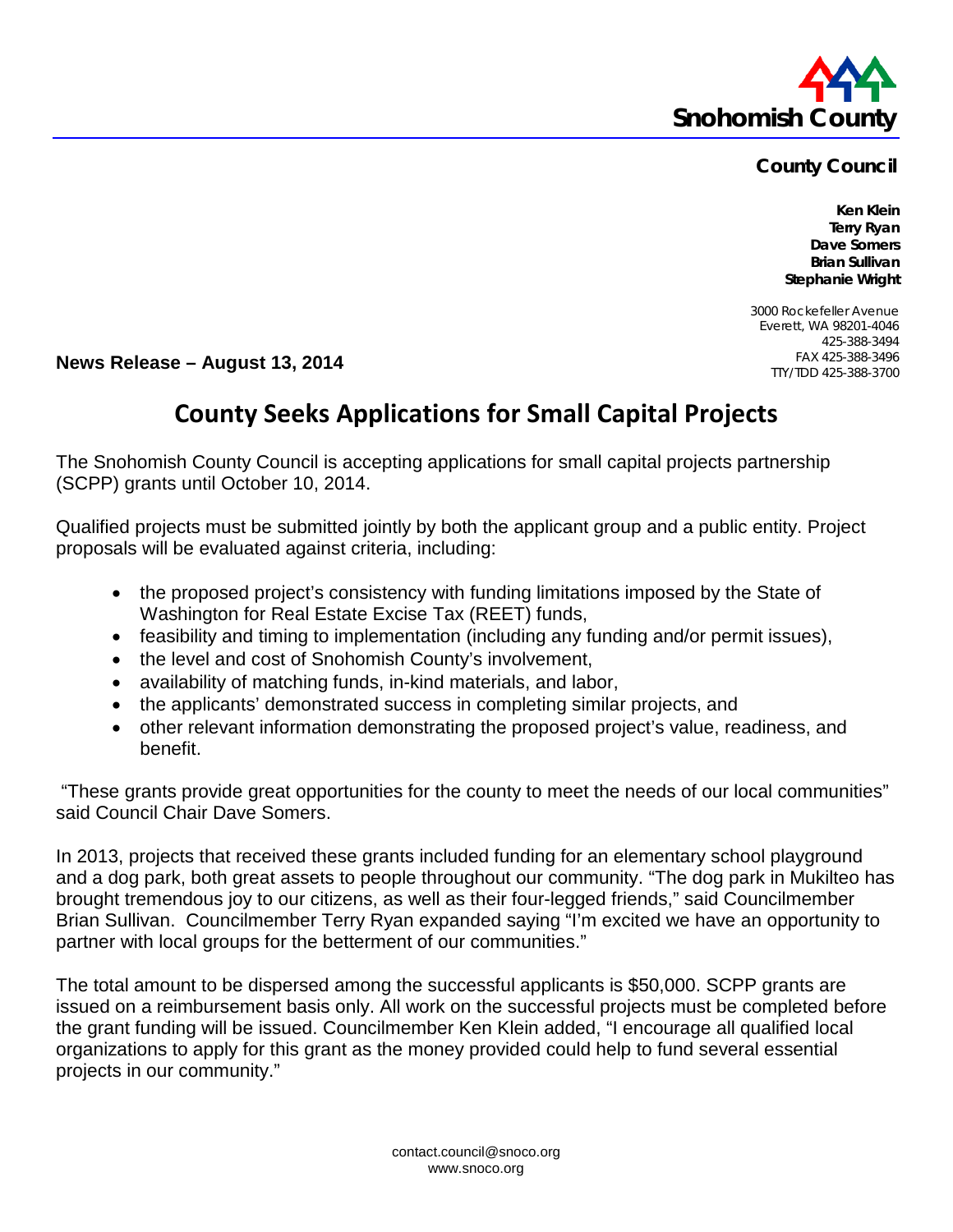**Snohomish County**

**County Council**

**Ken Klein**
**Terry Ryan**
**Dave Somers**
**Brian Sullivan**
**Stephanie Wright**

3000 Rockefeller Avenue
Everett, WA 98201-4046
425-388-3494
FAX 425-388-3496
TTY/TDD 425-388-3700

**News Release – August 13, 2014**

# County Seeks Applications for Small Capital Projects

The Snohomish County Council is accepting applications for small capital projects partnership (SCPP) grants until October 10, 2014.

Qualified projects must be submitted jointly by both the applicant group and a public entity. Project proposals will be evaluated against criteria, including:

- the proposed project's consistency with funding limitations imposed by the State of Washington for Real Estate Excise Tax (REET) funds,
- feasibility and timing to implementation (including any funding and/or permit issues),
- the level and cost of Snohomish County's involvement,
- availability of matching funds, in-kind materials, and labor,
- the applicants' demonstrated success in completing similar projects, and
- other relevant information demonstrating the proposed project's value, readiness, and benefit.

"These grants provide great opportunities for the county to meet the needs of our local communities" said Council Chair Dave Somers.

In 2013, projects that received these grants included funding for an elementary school playground and a dog park, both great assets to people throughout our community. "The dog park in Mukilteo has brought tremendous joy to our citizens, as well as their four-legged friends," said Councilmember Brian Sullivan. Councilmember Terry Ryan expanded saying "I'm excited we have an opportunity to partner with local groups for the betterment of our communities."

The total amount to be dispersed among the successful applicants is $50,000. SCPP grants are issued on a reimbursement basis only. All work on the successful projects must be completed before the grant funding will be issued. Councilmember Ken Klein added, "I encourage all qualified local organizations to apply for this grant as the money provided could help to fund several essential projects in our community."

contact.council@snoco.org
www.snoco.org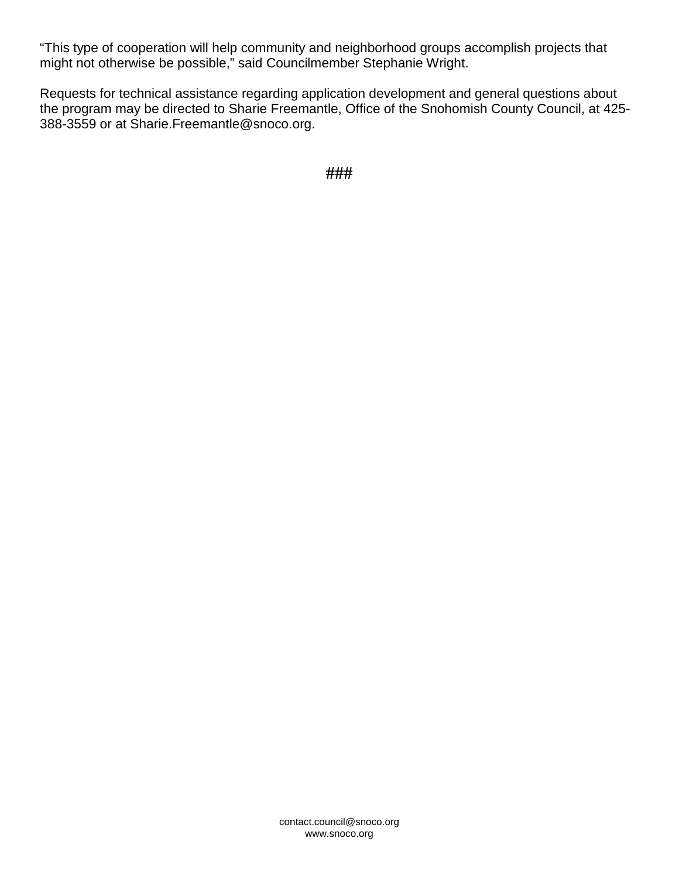"This type of cooperation will help community and neighborhood groups accomplish projects that might not otherwise be possible," said Councilmember Stephanie Wright.

Requests for technical assistance regarding application development and general questions about the program may be directed to Sharie Freemantle, Office of the Snohomish County Council, at 425-388-3559 or at Sharie.Freemantle@snoco.org.

###

contact.council@snoco.org
www.snoco.org